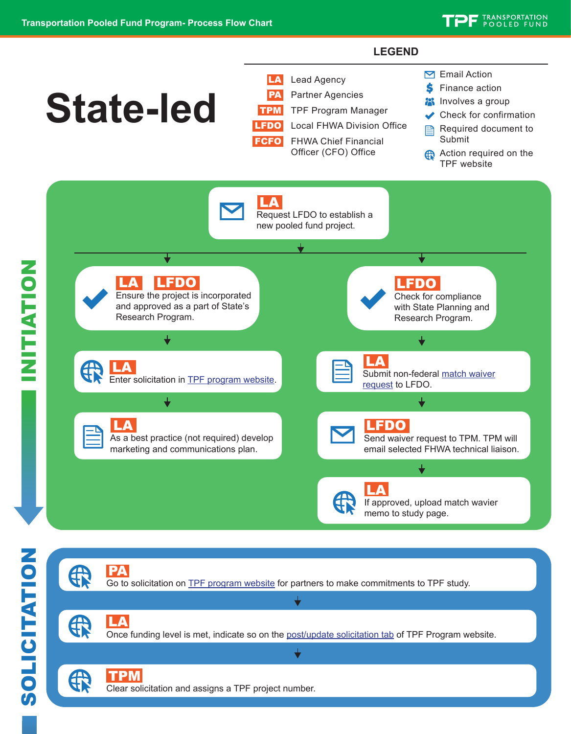# Transportation Pooled Fund Program- Process Flow Chart

TPF TRANSPORTATION POOLED FUND

# State-led

## LEGEND

- **LA** Lead Agency
- **PA** Partner Agencies
- **TPM** TPF Program Manager
- **LFDO** Local FHWA Division Office
- **FCFO** FHWA Chief Financial Officer (CFO) Office

- Email Action
- Finance action
- Involves a group
- Check for confirmation
- Required document to Submit
- Action required on the TPF website

## INITIATION

**LA** (Email Action) Request LFDO to establish a new pooled fund project.

Left branch:

1. **LA** **LFDO** (Check for confirmation) Ensure the project is incorporated and approved as a part of State's Research Program.
2. **LA** (Action required on the TPF website) Enter solicitation in TPF program website.
3. **LA** (Required document to Submit) As a best practice (not required) develop marketing and communications plan.

Right branch:

1. **LFDO** (Check for confirmation) Check for compliance with State Planning and Research Program.
2. **LA** (Required document to Submit) Submit non-federal match waiver request to LFDO.
3. **LFDO** (Email Action) Send waiver request to TPM. TPM will email selected FHWA technical liaison.
4. **LA** (Action required on the TPF website) If approved, upload match wavier memo to study page.

## SOLICITATION

1. **PA** (Action required on the TPF website) Go to solicitation on TPF program website for partners to make commitments to TPF study.
2. **LA** (Action required on the TPF website) Once funding level is met, indicate so on the post/update solicitation tab of TPF Program website.
3. **TPM** (Action required on the TPF website) Clear solicitation and assigns a TPF project number.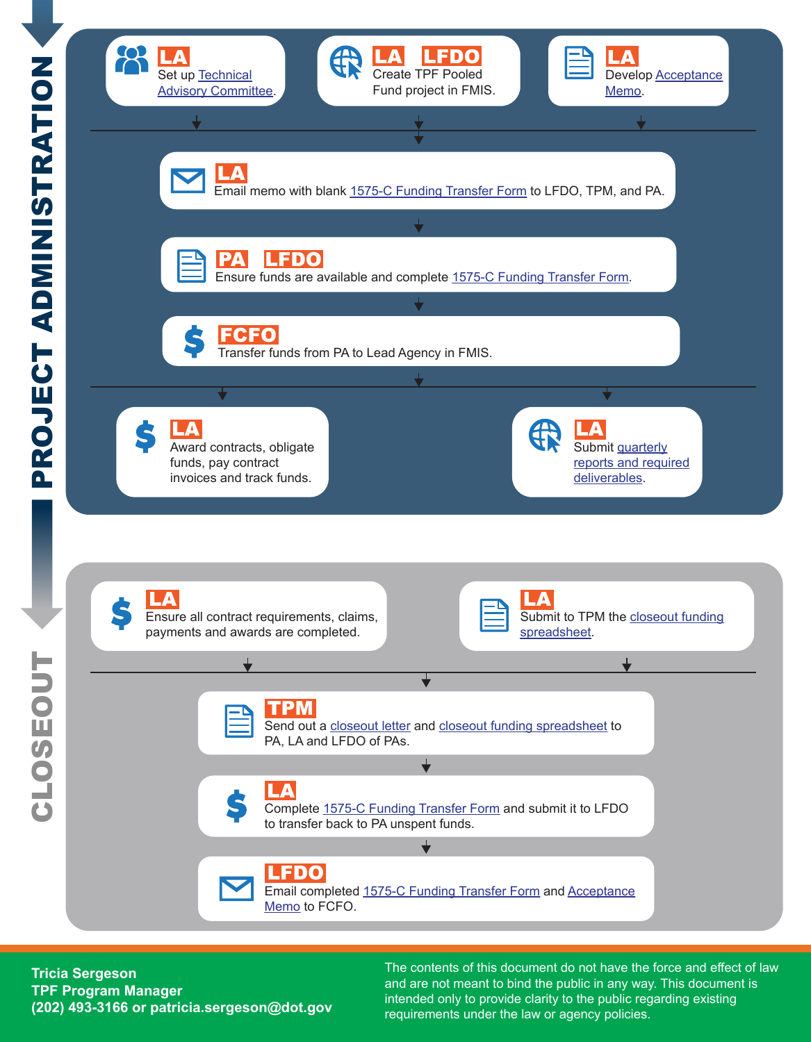## PROJECT ADMINISTRATION

**LA** — Set up Technical Advisory Committee.

**LA LFDO** — Create TPF Pooled Fund project in FMIS.

**LA** — Develop Acceptance Memo.

**LA** — Email memo with blank 1575-C Funding Transfer Form to LFDO, TPM, and PA.

**PA LFDO** — Ensure funds are available and complete 1575-C Funding Transfer Form.

**FCFO** — Transfer funds from PA to Lead Agency in FMIS.

**LA** — Award contracts, obligate funds, pay contract invoices and track funds.

**LA** — Submit quarterly reports and required deliverables.

## CLOSEOUT

**LA** — Ensure all contract requirements, claims, payments and awards are completed.

**LA** — Submit to TPM the closeout funding spreadsheet.

**TPM** — Send out a closeout letter and closeout funding spreadsheet to PA, LA and LFDO of PAs.

**LA** — Complete 1575-C Funding Transfer Form and submit it to LFDO to transfer back to PA unspent funds.

**LFDO** — Email completed 1575-C Funding Transfer Form and Acceptance Memo to FCFO.

**Tricia Sergeson**
**TPF Program Manager**
**(202) 493-3166 or patricia.sergeson@dot.gov**

The contents of this document do not have the force and effect of law and are not meant to bind the public in any way. This document is intended only to provide clarity to the public regarding existing requirements under the law or agency policies.